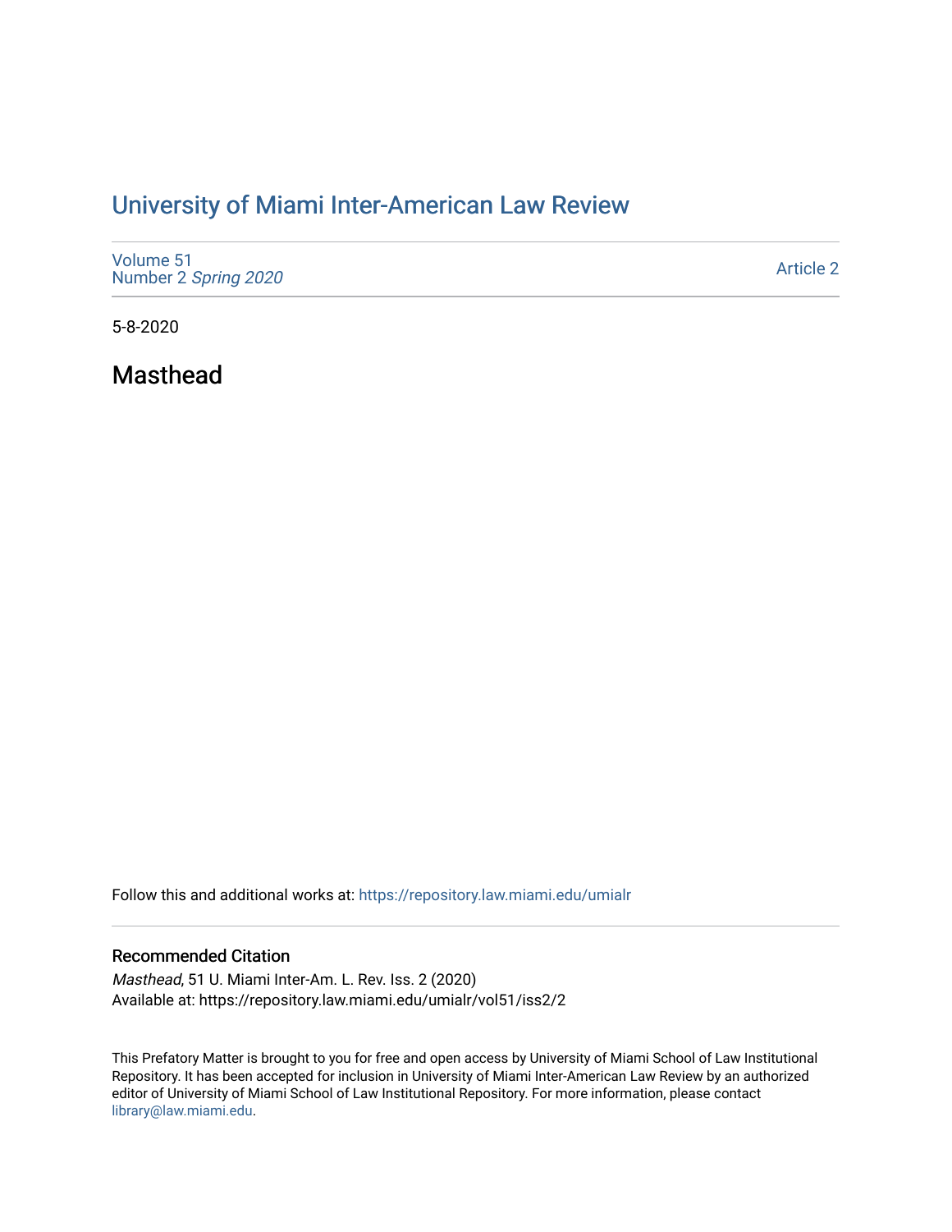# University of Miami Inter-American Law Review

Volume 51
Number 2 *Spring 2020*

Article 2

5-8-2020

## Masthead

Follow this and additional works at: https://repository.law.miami.edu/umialr

### Recommended Citation

*Masthead*, 51 U. Miami Inter-Am. L. Rev. Iss. 2 (2020)
Available at: https://repository.law.miami.edu/umialr/vol51/iss2/2

This Prefatory Matter is brought to you for free and open access by University of Miami School of Law Institutional Repository. It has been accepted for inclusion in University of Miami Inter-American Law Review by an authorized editor of University of Miami School of Law Institutional Repository. For more information, please contact library@law.miami.edu.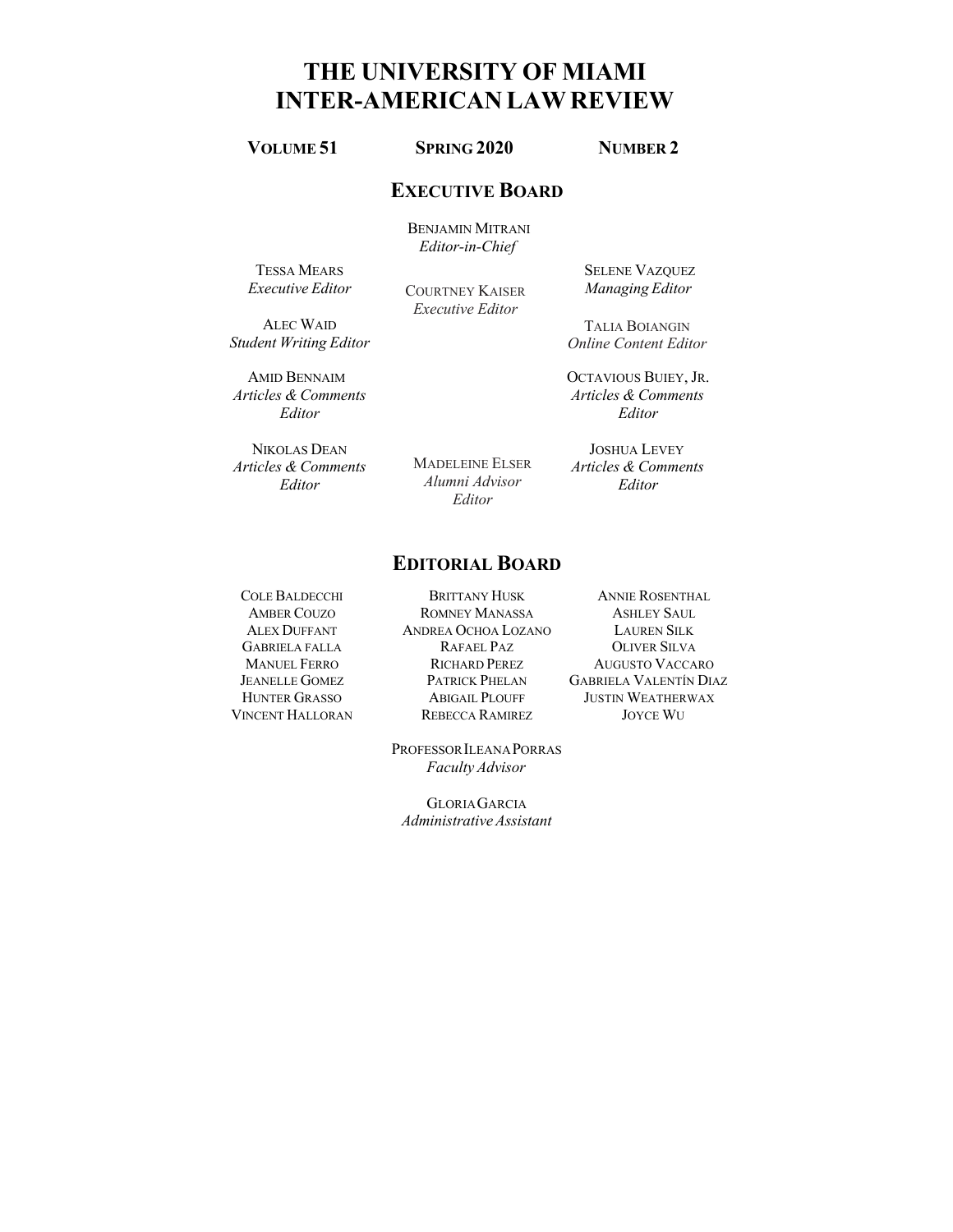# THE UNIVERSITY OF MIAMI INTER-AMERICAN LAW REVIEW

**VOLUME 51** **SPRING 2020** **NUMBER 2**

## EXECUTIVE BOARD

BENJAMIN MITRANI
*Editor-in-Chief*

TESSA MEARS
*Executive Editor*

COURTNEY KAISER
*Executive Editor*

SELENE VAZQUEZ
*Managing Editor*

ALEC WAID
*Student Writing Editor*

TALIA BOIANGIN
*Online Content Editor*

AMID BENNAIM
*Articles & Comments Editor*

OCTAVIOUS BUIEY, JR.
*Articles & Comments Editor*

NIKOLAS DEAN
*Articles & Comments Editor*

MADELEINE ELSER
*Alumni Advisor Editor*

JOSHUA LEVEY
*Articles & Comments Editor*

## EDITORIAL BOARD

COLE BALDECCHI
AMBER COUZO
ALEX DUFFANT
GABRIELA FALLA
MANUEL FERRO
JEANELLE GOMEZ
HUNTER GRASSO
VINCENT HALLORAN
BRITTANY HUSK
ROMNEY MANASSA
ANDREA OCHOA LOZANO
RAFAEL PAZ
RICHARD PEREZ
PATRICK PHELAN
ABIGAIL PLOUFF
REBECCA RAMIREZ
ANNIE ROSENTHAL
ASHLEY SAUL
LAUREN SILK
OLIVER SILVA
AUGUSTO VACCARO
GABRIELA VALENTÍN DIAZ
JUSTIN WEATHERWAX
JOYCE WU

PROFESSOR ILEANA PORRAS
*Faculty Advisor*

GLORIA GARCIA
*Administrative Assistant*